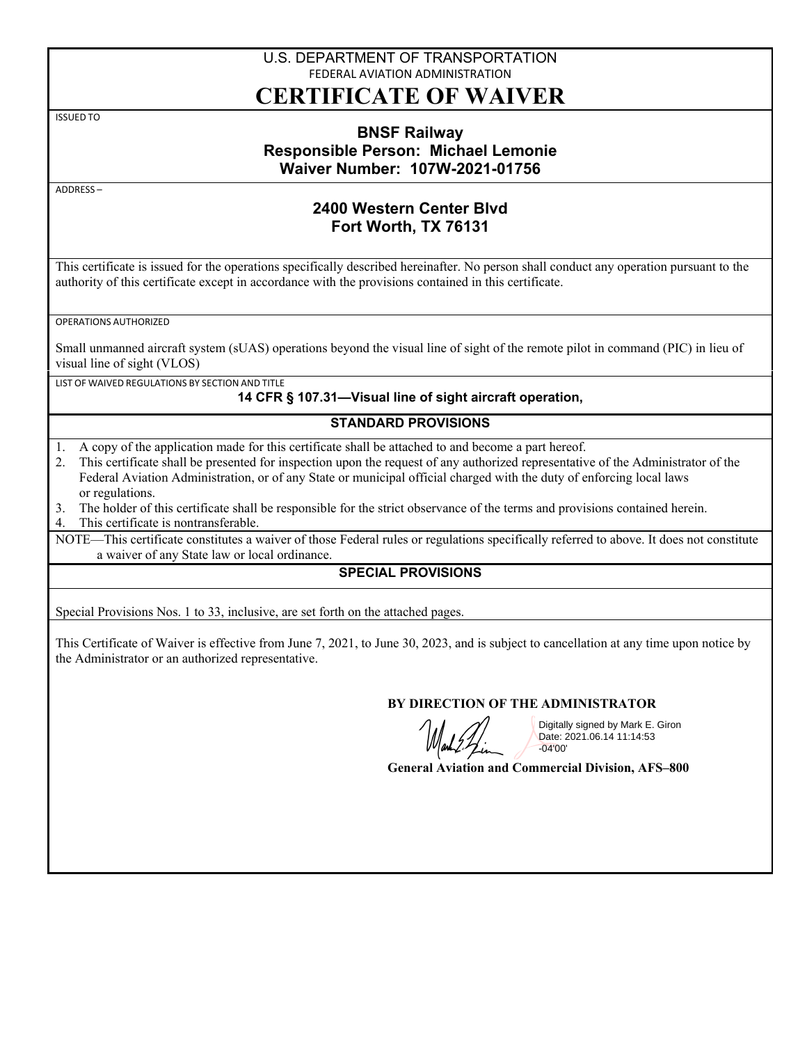U.S. DEPARTMENT OF TRANSPORTATION
FEDERAL AVIATION ADMINISTRATION

# CERTIFICATE OF WAIVER

ISSUED TO

**BNSF Railway**
**Responsible Person: Michael Lemonie**
**Waiver Number: 107W-2021-01756**

ADDRESS –

**2400 Western Center Blvd**
**Fort Worth, TX 76131**

This certificate is issued for the operations specifically described hereinafter. No person shall conduct any operation pursuant to the authority of this certificate except in accordance with the provisions contained in this certificate.

OPERATIONS AUTHORIZED

Small unmanned aircraft system (sUAS) operations beyond the visual line of sight of the remote pilot in command (PIC) in lieu of visual line of sight (VLOS)

LIST OF WAIVED REGULATIONS BY SECTION AND TITLE

**14 CFR § 107.31—Visual line of sight aircraft operation,**

## STANDARD PROVISIONS

1. A copy of the application made for this certificate shall be attached to and become a part hereof.
2. This certificate shall be presented for inspection upon the request of any authorized representative of the Administrator of the Federal Aviation Administration, or of any State or municipal official charged with the duty of enforcing local laws or regulations.
3. The holder of this certificate shall be responsible for the strict observance of the terms and provisions contained herein.
4. This certificate is nontransferable.

NOTE—This certificate constitutes a waiver of those Federal rules or regulations specifically referred to above. It does not constitute a waiver of any State law or local ordinance.

## SPECIAL PROVISIONS

Special Provisions Nos. 1 to 33, inclusive, are set forth on the attached pages.

This Certificate of Waiver is effective from June 7, 2021, to June 30, 2023, and is subject to cancellation at any time upon notice by the Administrator or an authorized representative.

**BY DIRECTION OF THE ADMINISTRATOR**

Digitally signed by Mark E. Giron
Date: 2021.06.14 11:14:53 -04'00'

**General Aviation and Commercial Division, AFS–800**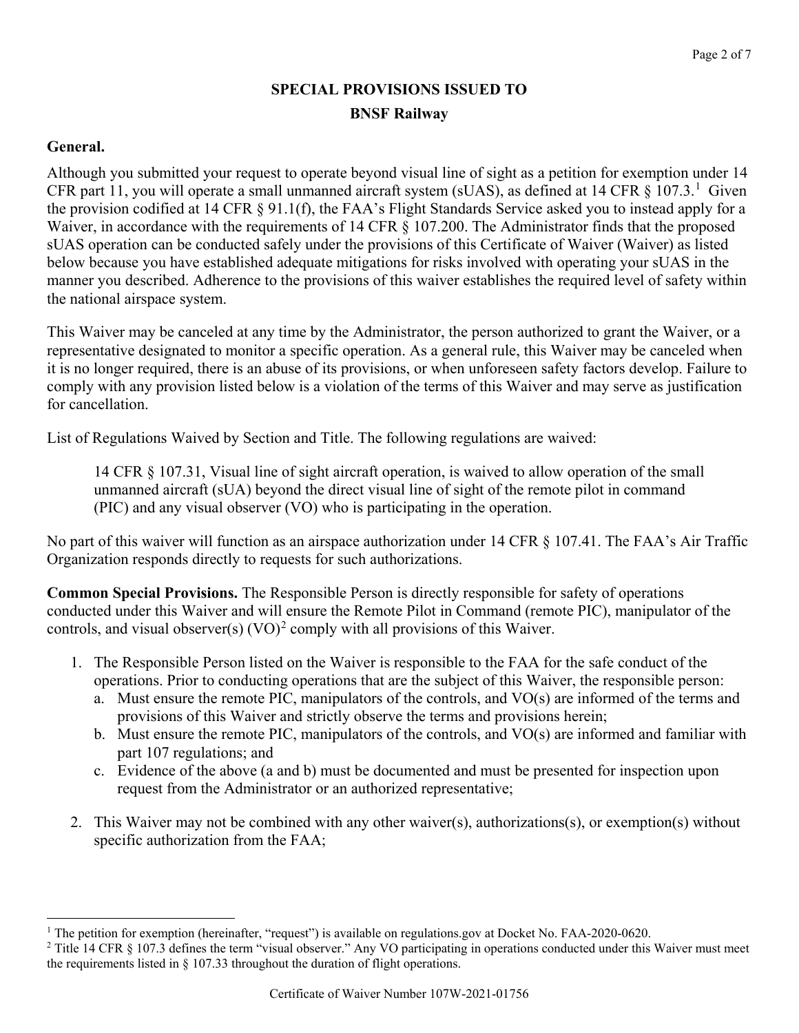# SPECIAL PROVISIONS ISSUED TO

## BNSF Railway

**General.**

Although you submitted your request to operate beyond visual line of sight as a petition for exemption under 14 CFR part 11, you will operate a small unmanned aircraft system (sUAS), as defined at 14 CFR § 107.3.[1] Given the provision codified at 14 CFR § 91.1(f), the FAA's Flight Standards Service asked you to instead apply for a Waiver, in accordance with the requirements of 14 CFR § 107.200. The Administrator finds that the proposed sUAS operation can be conducted safely under the provisions of this Certificate of Waiver (Waiver) as listed below because you have established adequate mitigations for risks involved with operating your sUAS in the manner you described. Adherence to the provisions of this waiver establishes the required level of safety within the national airspace system.

This Waiver may be canceled at any time by the Administrator, the person authorized to grant the Waiver, or a representative designated to monitor a specific operation. As a general rule, this Waiver may be canceled when it is no longer required, there is an abuse of its provisions, or when unforeseen safety factors develop. Failure to comply with any provision listed below is a violation of the terms of this Waiver and may serve as justification for cancellation.

List of Regulations Waived by Section and Title. The following regulations are waived:

> 14 CFR § 107.31, Visual line of sight aircraft operation, is waived to allow operation of the small unmanned aircraft (sUA) beyond the direct visual line of sight of the remote pilot in command (PIC) and any visual observer (VO) who is participating in the operation.

No part of this waiver will function as an airspace authorization under 14 CFR § 107.41. The FAA's Air Traffic Organization responds directly to requests for such authorizations.

**Common Special Provisions.** The Responsible Person is directly responsible for safety of operations conducted under this Waiver and will ensure the Remote Pilot in Command (remote PIC), manipulator of the controls, and visual observer(s) (VO)[2] comply with all provisions of this Waiver.

1. The Responsible Person listed on the Waiver is responsible to the FAA for the safe conduct of the operations. Prior to conducting operations that are the subject of this Waiver, the responsible person:
   a. Must ensure the remote PIC, manipulators of the controls, and VO(s) are informed of the terms and provisions of this Waiver and strictly observe the terms and provisions herein;
   b. Must ensure the remote PIC, manipulators of the controls, and VO(s) are informed and familiar with part 107 regulations; and
   c. Evidence of the above (a and b) must be documented and must be presented for inspection upon request from the Administrator or an authorized representative;

2. This Waiver may not be combined with any other waiver(s), authorizations(s), or exemption(s) without specific authorization from the FAA;

---

[1] The petition for exemption (hereinafter, "request") is available on regulations.gov at Docket No. FAA-2020-0620.

[2] Title 14 CFR § 107.3 defines the term "visual observer." Any VO participating in operations conducted under this Waiver must meet the requirements listed in § 107.33 throughout the duration of flight operations.

Certificate of Waiver Number 107W-2021-01756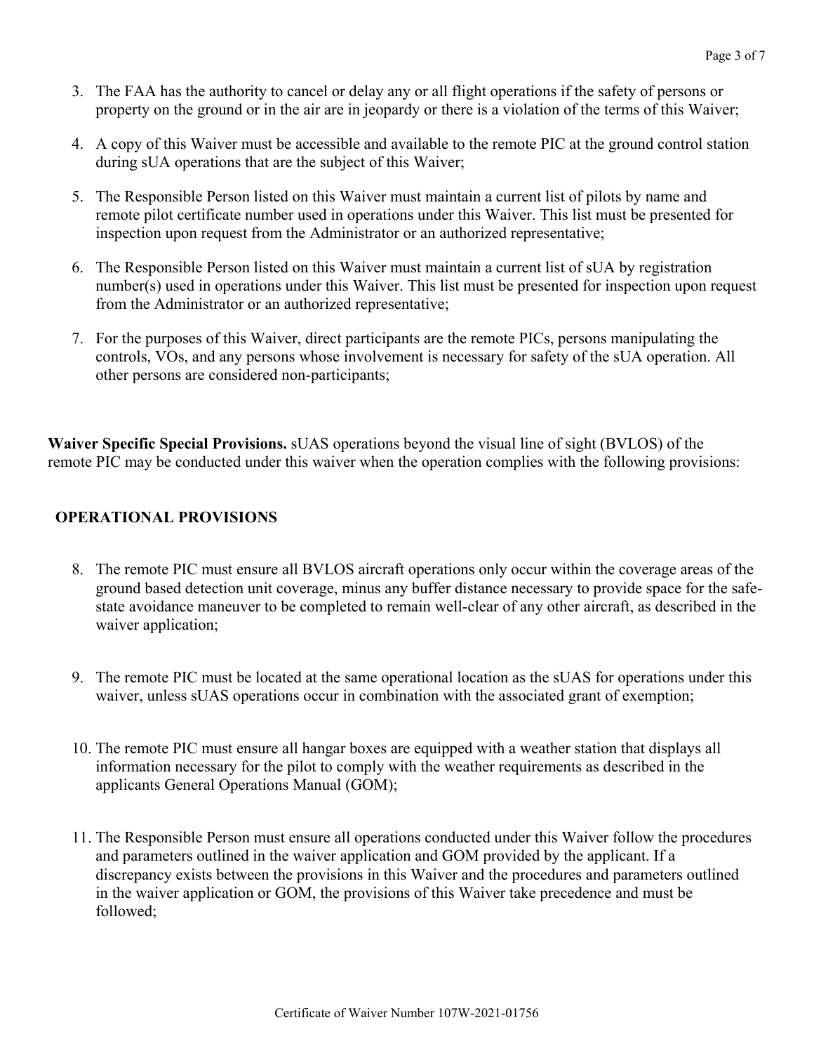3. The FAA has the authority to cancel or delay any or all flight operations if the safety of persons or property on the ground or in the air are in jeopardy or there is a violation of the terms of this Waiver;

4. A copy of this Waiver must be accessible and available to the remote PIC at the ground control station during sUA operations that are the subject of this Waiver;

5. The Responsible Person listed on this Waiver must maintain a current list of pilots by name and remote pilot certificate number used in operations under this Waiver. This list must be presented for inspection upon request from the Administrator or an authorized representative;

6. The Responsible Person listed on this Waiver must maintain a current list of sUA by registration number(s) used in operations under this Waiver. This list must be presented for inspection upon request from the Administrator or an authorized representative;

7. For the purposes of this Waiver, direct participants are the remote PICs, persons manipulating the controls, VOs, and any persons whose involvement is necessary for safety of the sUA operation. All other persons are considered non-participants;

**Waiver Specific Special Provisions.** sUAS operations beyond the visual line of sight (BVLOS) of the remote PIC may be conducted under this waiver when the operation complies with the following provisions:

## OPERATIONAL PROVISIONS

8. The remote PIC must ensure all BVLOS aircraft operations only occur within the coverage areas of the ground based detection unit coverage, minus any buffer distance necessary to provide space for the safe-state avoidance maneuver to be completed to remain well-clear of any other aircraft, as described in the waiver application;

9. The remote PIC must be located at the same operational location as the sUAS for operations under this waiver, unless sUAS operations occur in combination with the associated grant of exemption;

10. The remote PIC must ensure all hangar boxes are equipped with a weather station that displays all information necessary for the pilot to comply with the weather requirements as described in the applicants General Operations Manual (GOM);

11. The Responsible Person must ensure all operations conducted under this Waiver follow the procedures and parameters outlined in the waiver application and GOM provided by the applicant. If a discrepancy exists between the provisions in this Waiver and the procedures and parameters outlined in the waiver application or GOM, the provisions of this Waiver take precedence and must be followed;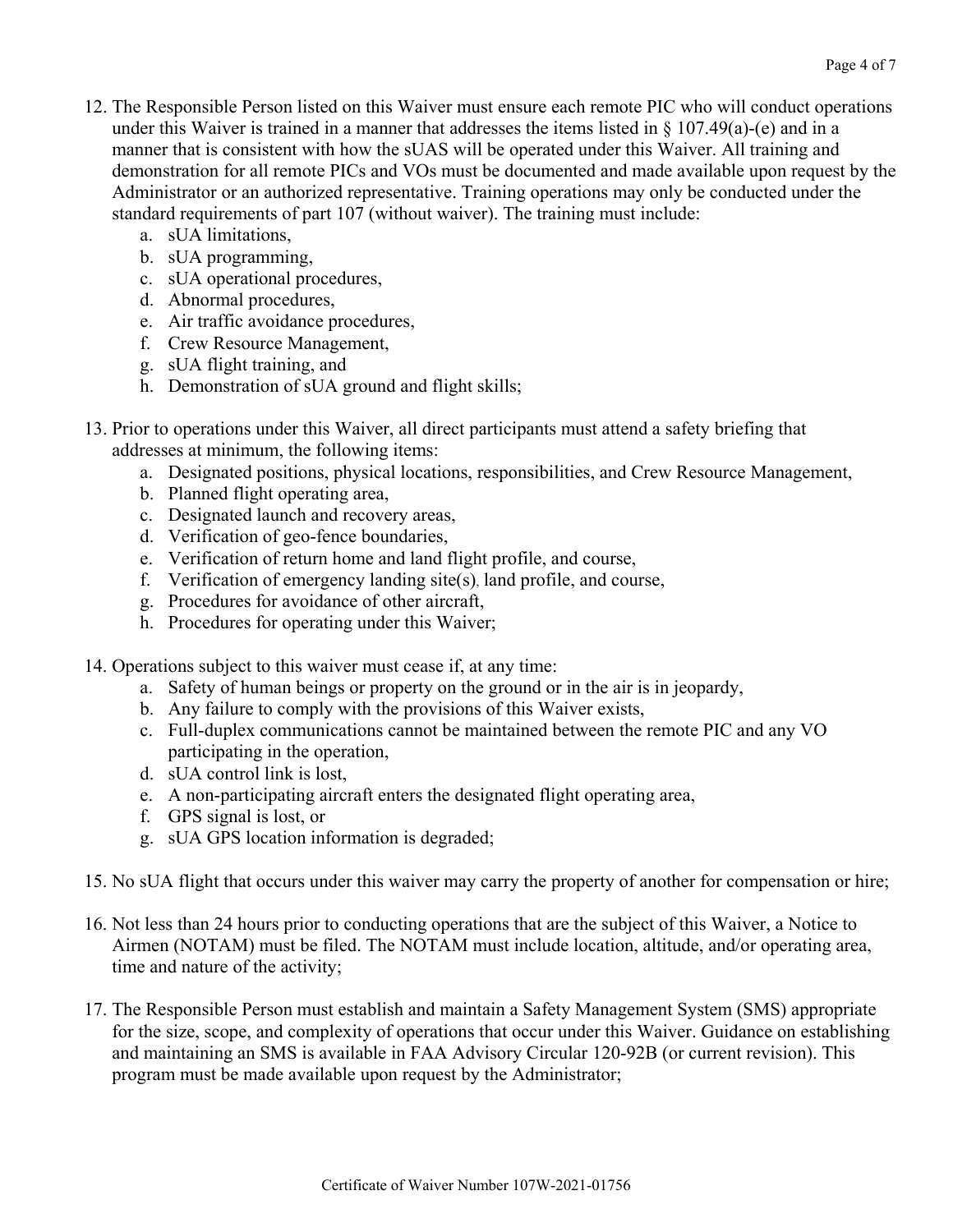12. The Responsible Person listed on this Waiver must ensure each remote PIC who will conduct operations under this Waiver is trained in a manner that addresses the items listed in § 107.49(a)-(e) and in a manner that is consistent with how the sUAS will be operated under this Waiver. All training and demonstration for all remote PICs and VOs must be documented and made available upon request by the Administrator or an authorized representative. Training operations may only be conducted under the standard requirements of part 107 (without waiver). The training must include:
    a. sUA limitations,
    b. sUA programming,
    c. sUA operational procedures,
    d. Abnormal procedures,
    e. Air traffic avoidance procedures,
    f. Crew Resource Management,
    g. sUA flight training, and
    h. Demonstration of sUA ground and flight skills;

13. Prior to operations under this Waiver, all direct participants must attend a safety briefing that addresses at minimum, the following items:
    a. Designated positions, physical locations, responsibilities, and Crew Resource Management,
    b. Planned flight operating area,
    c. Designated launch and recovery areas,
    d. Verification of geo-fence boundaries,
    e. Verification of return home and land flight profile, and course,
    f. Verification of emergency landing site(s), land profile, and course,
    g. Procedures for avoidance of other aircraft,
    h. Procedures for operating under this Waiver;

14. Operations subject to this waiver must cease if, at any time:
    a. Safety of human beings or property on the ground or in the air is in jeopardy,
    b. Any failure to comply with the provisions of this Waiver exists,
    c. Full-duplex communications cannot be maintained between the remote PIC and any VO participating in the operation,
    d. sUA control link is lost,
    e. A non-participating aircraft enters the designated flight operating area,
    f. GPS signal is lost, or
    g. sUA GPS location information is degraded;

15. No sUA flight that occurs under this waiver may carry the property of another for compensation or hire;

16. Not less than 24 hours prior to conducting operations that are the subject of this Waiver, a Notice to Airmen (NOTAM) must be filed. The NOTAM must include location, altitude, and/or operating area, time and nature of the activity;

17. The Responsible Person must establish and maintain a Safety Management System (SMS) appropriate for the size, scope, and complexity of operations that occur under this Waiver. Guidance on establishing and maintaining an SMS is available in FAA Advisory Circular 120-92B (or current revision). This program must be made available upon request by the Administrator;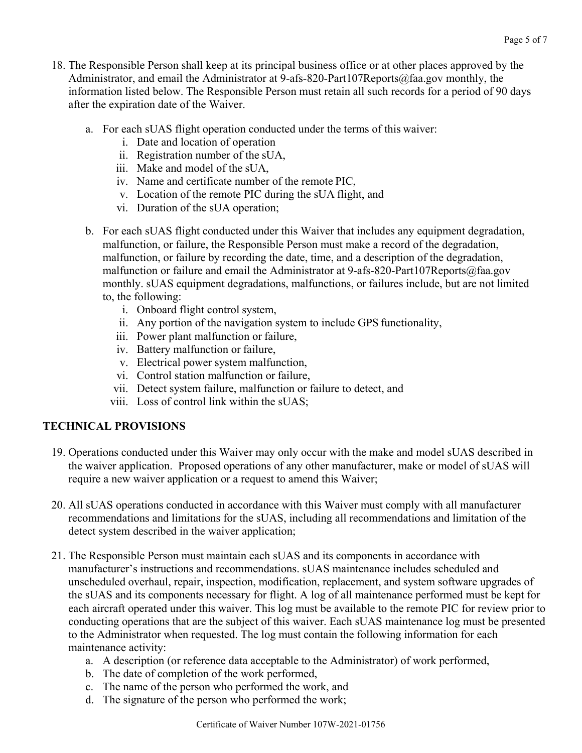18. The Responsible Person shall keep at its principal business office or at other places approved by the Administrator, and email the Administrator at 9-afs-820-Part107Reports@faa.gov monthly, the information listed below. The Responsible Person must retain all such records for a period of 90 days after the expiration date of the Waiver.

    a. For each sUAS flight operation conducted under the terms of this waiver:
        i. Date and location of operation
        ii. Registration number of the sUA,
        iii. Make and model of the sUA,
        iv. Name and certificate number of the remote PIC,
        v. Location of the remote PIC during the sUA flight, and
        vi. Duration of the sUA operation;

    b. For each sUAS flight conducted under this Waiver that includes any equipment degradation, malfunction, or failure, the Responsible Person must make a record of the degradation, malfunction, or failure by recording the date, time, and a description of the degradation, malfunction or failure and email the Administrator at 9-afs-820-Part107Reports@faa.gov monthly. sUAS equipment degradations, malfunctions, or failures include, but are not limited to, the following:
        i. Onboard flight control system,
        ii. Any portion of the navigation system to include GPS functionality,
        iii. Power plant malfunction or failure,
        iv. Battery malfunction or failure,
        v. Electrical power system malfunction,
        vi. Control station malfunction or failure,
        vii. Detect system failure, malfunction or failure to detect, and
        viii. Loss of control link within the sUAS;

## TECHNICAL PROVISIONS

19. Operations conducted under this Waiver may only occur with the make and model sUAS described in the waiver application. Proposed operations of any other manufacturer, make or model of sUAS will require a new waiver application or a request to amend this Waiver;

20. All sUAS operations conducted in accordance with this Waiver must comply with all manufacturer recommendations and limitations for the sUAS, including all recommendations and limitation of the detect system described in the waiver application;

21. The Responsible Person must maintain each sUAS and its components in accordance with manufacturer's instructions and recommendations. sUAS maintenance includes scheduled and unscheduled overhaul, repair, inspection, modification, replacement, and system software upgrades of the sUAS and its components necessary for flight. A log of all maintenance performed must be kept for each aircraft operated under this waiver. This log must be available to the remote PIC for review prior to conducting operations that are the subject of this waiver. Each sUAS maintenance log must be presented to the Administrator when requested. The log must contain the following information for each maintenance activity:
    a. A description (or reference data acceptable to the Administrator) of work performed,
    b. The date of completion of the work performed,
    c. The name of the person who performed the work, and
    d. The signature of the person who performed the work;

Certificate of Waiver Number 107W-2021-01756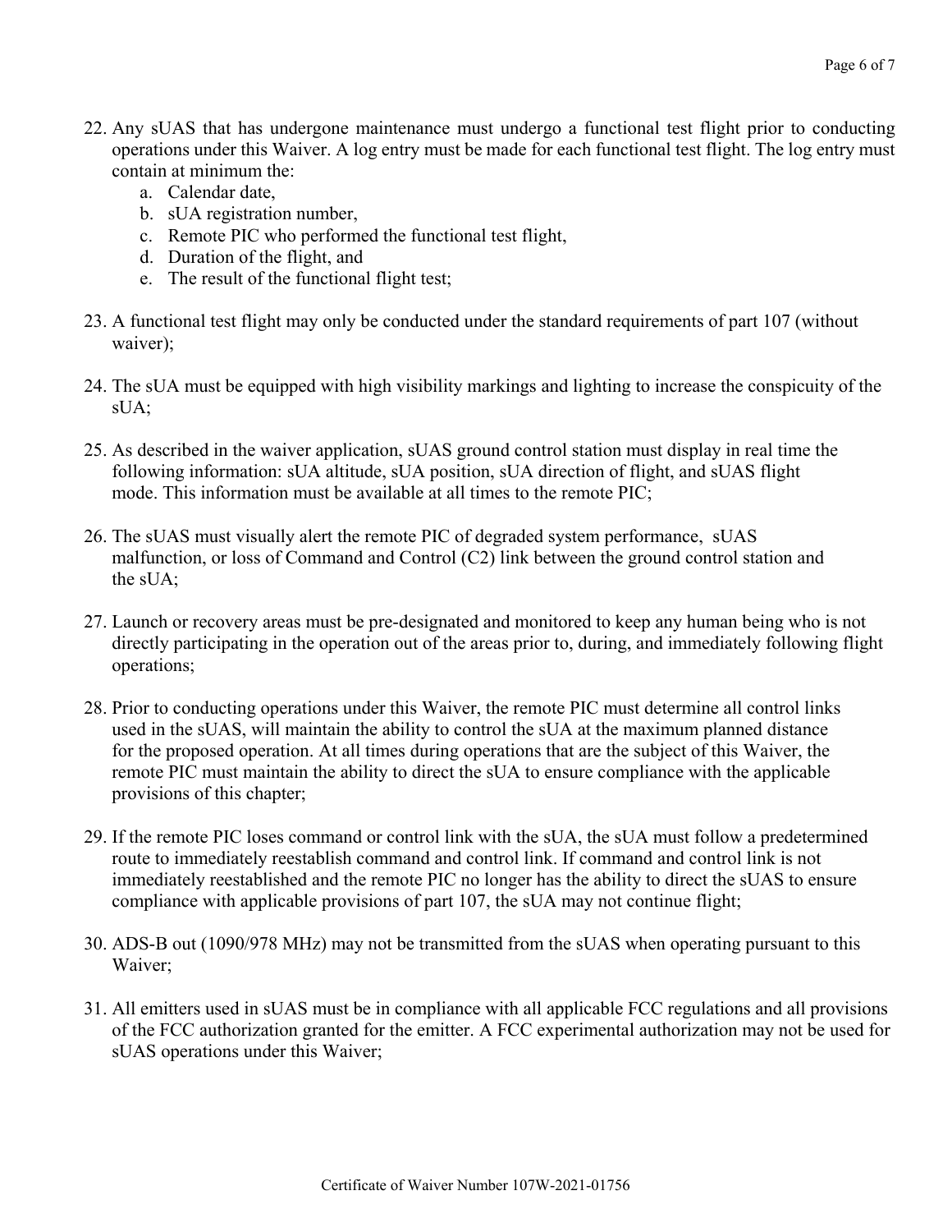22. Any sUAS that has undergone maintenance must undergo a functional test flight prior to conducting operations under this Waiver. A log entry must be made for each functional test flight. The log entry must contain at minimum the:
    a. Calendar date,
    b. sUA registration number,
    c. Remote PIC who performed the functional test flight,
    d. Duration of the flight, and
    e. The result of the functional flight test;

23. A functional test flight may only be conducted under the standard requirements of part 107 (without waiver);

24. The sUA must be equipped with high visibility markings and lighting to increase the conspicuity of the sUA;

25. As described in the waiver application, sUAS ground control station must display in real time the following information: sUA altitude, sUA position, sUA direction of flight, and sUAS flight mode. This information must be available at all times to the remote PIC;

26. The sUAS must visually alert the remote PIC of degraded system performance, sUAS malfunction, or loss of Command and Control (C2) link between the ground control station and the sUA;

27. Launch or recovery areas must be pre-designated and monitored to keep any human being who is not directly participating in the operation out of the areas prior to, during, and immediately following flight operations;

28. Prior to conducting operations under this Waiver, the remote PIC must determine all control links used in the sUAS, will maintain the ability to control the sUA at the maximum planned distance for the proposed operation. At all times during operations that are the subject of this Waiver, the remote PIC must maintain the ability to direct the sUA to ensure compliance with the applicable provisions of this chapter;

29. If the remote PIC loses command or control link with the sUA, the sUA must follow a predetermined route to immediately reestablish command and control link. If command and control link is not immediately reestablished and the remote PIC no longer has the ability to direct the sUAS to ensure compliance with applicable provisions of part 107, the sUA may not continue flight;

30. ADS-B out (1090/978 MHz) may not be transmitted from the sUAS when operating pursuant to this Waiver;

31. All emitters used in sUAS must be in compliance with all applicable FCC regulations and all provisions of the FCC authorization granted for the emitter. A FCC experimental authorization may not be used for sUAS operations under this Waiver;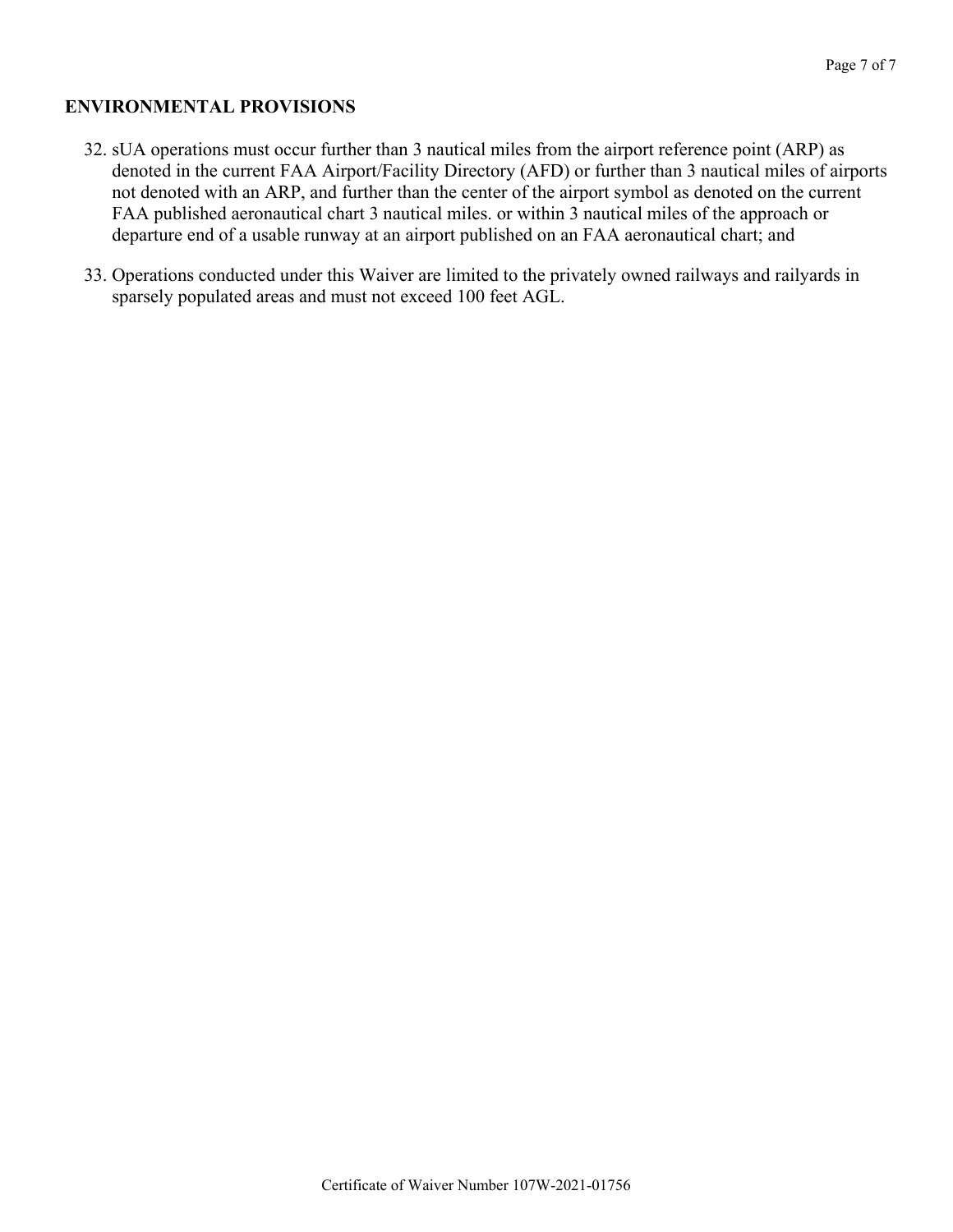## ENVIRONMENTAL PROVISIONS

32. sUA operations must occur further than 3 nautical miles from the airport reference point (ARP) as denoted in the current FAA Airport/Facility Directory (AFD) or further than 3 nautical miles of airports not denoted with an ARP, and further than the center of the airport symbol as denoted on the current FAA published aeronautical chart 3 nautical miles. or within 3 nautical miles of the approach or departure end of a usable runway at an airport published on an FAA aeronautical chart; and

33. Operations conducted under this Waiver are limited to the privately owned railways and railyards in sparsely populated areas and must not exceed 100 feet AGL.

Certificate of Waiver Number 107W-2021-01756